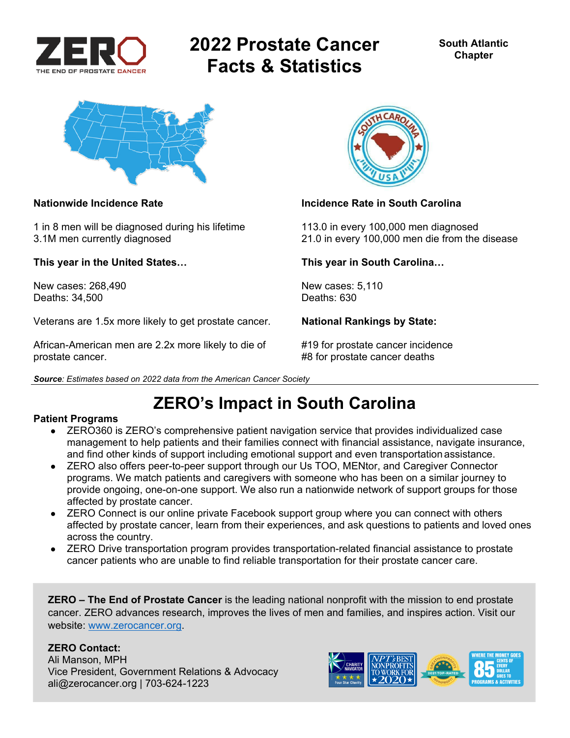# 2022 Prostate Cancer Facts & Statistics

**South Atlantic Chapter**

**Nationwide Incidence Rate**

1 in 8 men will be diagnosed during his lifetime
3.1M men currently diagnosed

**This year in the United States…**

New cases: 268,490
Deaths: 34,500

Veterans are 1.5x more likely to get prostate cancer.

African-American men are 2.2x more likely to die of prostate cancer.

**Incidence Rate in South Carolina**

113.0 in every 100,000 men diagnosed
21.0 in every 100,000 men die from the disease

**This year in South Carolina…**

New cases: 5,110
Deaths: 630

**National Rankings by State:**

#19 for prostate cancer incidence
#8 for prostate cancer deaths

***Source**: Estimates based on 2022 data from the American Cancer Society*

## ZERO's Impact in South Carolina

**Patient Programs**

- ZERO360 is ZERO's comprehensive patient navigation service that provides individualized case management to help patients and their families connect with financial assistance, navigate insurance, and find other kinds of support including emotional support and even transportation assistance.
- ZERO also offers peer-to-peer support through our Us TOO, MENtor, and Caregiver Connector programs. We match patients and caregivers with someone who has been on a similar journey to provide ongoing, one-on-one support. We also run a nationwide network of support groups for those affected by prostate cancer.
- ZERO Connect is our online private Facebook support group where you can connect with others affected by prostate cancer, learn from their experiences, and ask questions to patients and loved ones across the country.
- ZERO Drive transportation program provides transportation-related financial assistance to prostate cancer patients who are unable to find reliable transportation for their prostate cancer care.

**ZERO – The End of Prostate Cancer** is the leading national nonprofit with the mission to end prostate cancer. ZERO advances research, improves the lives of men and families, and inspires action. Visit our website: www.zerocancer.org.

**ZERO Contact:**
Ali Manson, MPH
Vice President, Government Relations & Advocacy
ali@zerocancer.org | 703-624-1223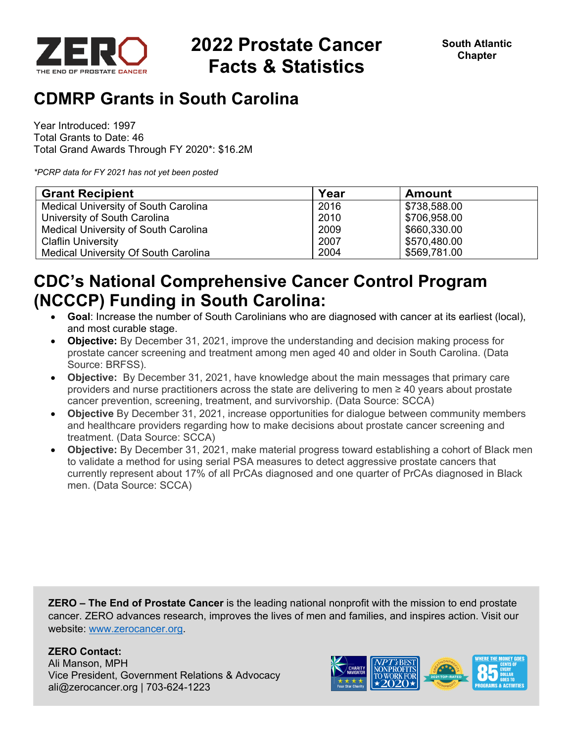# 2022 Prostate Cancer Facts & Statistics

South Atlantic Chapter

## CDMRP Grants in South Carolina

Year Introduced: 1997
Total Grants to Date: 46
Total Grand Awards Through FY 2020*: $16.2M

*\*PCRP data for FY 2021 has not yet been posted*

| Grant Recipient | Year | Amount |
|---|---|---|
| Medical University of South Carolina | 2016 | $738,588.00 |
| University of South Carolina | 2010 | $706,958.00 |
| Medical University of South Carolina | 2009 | $660,330.00 |
| Claflin University | 2007 | $570,480.00 |
| Medical University Of South Carolina | 2004 | $569,781.00 |

## CDC's National Comprehensive Cancer Control Program (NCCCP) Funding in South Carolina:

- **Goal**: Increase the number of South Carolinians who are diagnosed with cancer at its earliest (local), and most curable stage.
- **Objective:** By December 31, 2021, improve the understanding and decision making process for prostate cancer screening and treatment among men aged 40 and older in South Carolina. (Data Source: BRFSS).
- **Objective:** By December 31, 2021, have knowledge about the main messages that primary care providers and nurse practitioners across the state are delivering to men ≥ 40 years about prostate cancer prevention, screening, treatment, and survivorship. (Data Source: SCCA)
- **Objective** By December 31, 2021, increase opportunities for dialogue between community members and healthcare providers regarding how to make decisions about prostate cancer screening and treatment. (Data Source: SCCA)
- **Objective:** By December 31, 2021, make material progress toward establishing a cohort of Black men to validate a method for using serial PSA measures to detect aggressive prostate cancers that currently represent about 17% of all PrCAs diagnosed and one quarter of PrCAs diagnosed in Black men. (Data Source: SCCA)

**ZERO – The End of Prostate Cancer** is the leading national nonprofit with the mission to end prostate cancer. ZERO advances research, improves the lives of men and families, and inspires action. Visit our website: www.zerocancer.org.

**ZERO Contact:**
Ali Manson, MPH
Vice President, Government Relations & Advocacy
ali@zerocancer.org | 703-624-1223